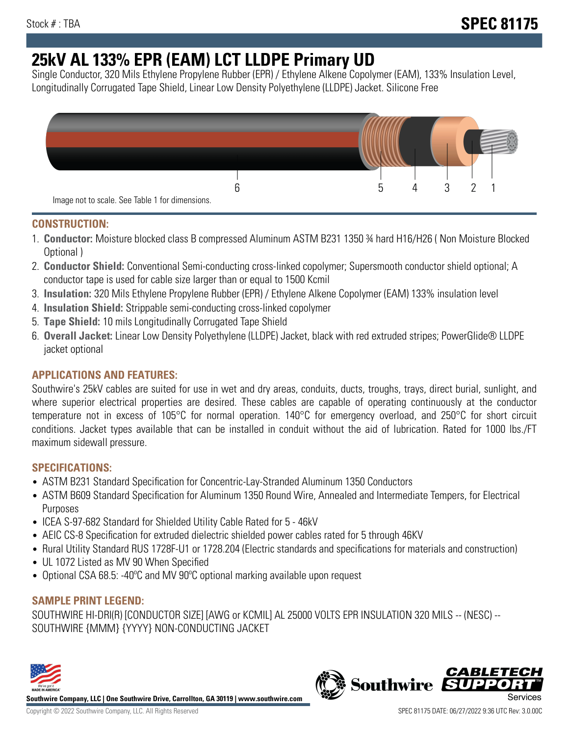Stock # : TBA

# SPEC 81175

# 25kV AL 133% EPR (EAM) LCT LLDPE Primary UD

Single Conductor, 320 Mils Ethylene Propylene Rubber (EPR) / Ethylene Alkene Copolymer (EAM), 133% Insulation Level, Longitudinally Corrugated Tape Shield, Linear Low Density Polyethylene (LLDPE) Jacket. Silicone Free

6 5 4 3 2 1

Image not to scale. See Table 1 for dimensions.

## CONSTRUCTION:

1. **Conductor:** Moisture blocked class B compressed Aluminum ASTM B231 1350 ¾ hard H16/H26 ( Non Moisture Blocked Optional )
2. **Conductor Shield:** Conventional Semi-conducting cross-linked copolymer; Supersmooth conductor shield optional; A conductor tape is used for cable size larger than or equal to 1500 Kcmil
3. **Insulation:** 320 Mils Ethylene Propylene Rubber (EPR) / Ethylene Alkene Copolymer (EAM) 133% insulation level
4. **Insulation Shield:** Strippable semi-conducting cross-linked copolymer
5. **Tape Shield:** 10 mils Longitudinally Corrugated Tape Shield
6. **Overall Jacket:** Linear Low Density Polyethylene (LLDPE) Jacket, black with red extruded stripes; PowerGlide® LLDPE jacket optional

## APPLICATIONS AND FEATURES:

Southwire's 25kV cables are suited for use in wet and dry areas, conduits, ducts, troughs, trays, direct burial, sunlight, and where superior electrical properties are desired. These cables are capable of operating continuously at the conductor temperature not in excess of 105°C for normal operation. 140°C for emergency overload, and 250°C for short circuit conditions. Jacket types available that can be installed in conduit without the aid of lubrication. Rated for 1000 lbs./FT maximum sidewall pressure.

## SPECIFICATIONS:

- ASTM B231 Standard Specification for Concentric-Lay-Stranded Aluminum 1350 Conductors
- ASTM B609 Standard Specification for Aluminum 1350 Round Wire, Annealed and Intermediate Tempers, for Electrical Purposes
- ICEA S-97-682 Standard for Shielded Utility Cable Rated for 5 - 46kV
- AEIC CS-8 Specification for extruded dielectric shielded power cables rated for 5 through 46KV
- Rural Utility Standard RUS 1728F-U1 or 1728.204 (Electric standards and specifications for materials and construction)
- UL 1072 Listed as MV 90 When Specified
- Optional CSA 68.5: -40ºC and MV 90ºC optional marking available upon request

## SAMPLE PRINT LEGEND:

SOUTHWIRE HI-DRI(R) [CONDUCTOR SIZE] [AWG or KCMIL] AL 25000 VOLTS EPR INSULATION 320 MILS -- (NESC) -- SOUTHWIRE {MMM} {YYYY} NON-CONDUCTING JACKET

**Southwire Company, LLC | One Southwire Drive, Carrollton, GA 30119 | www.southwire.com**

Copyright © 2022 Southwire Company, LLC. All Rights Reserved

SPEC 81175 DATE: 06/27/2022 9:36 UTC Rev: 3.0.00C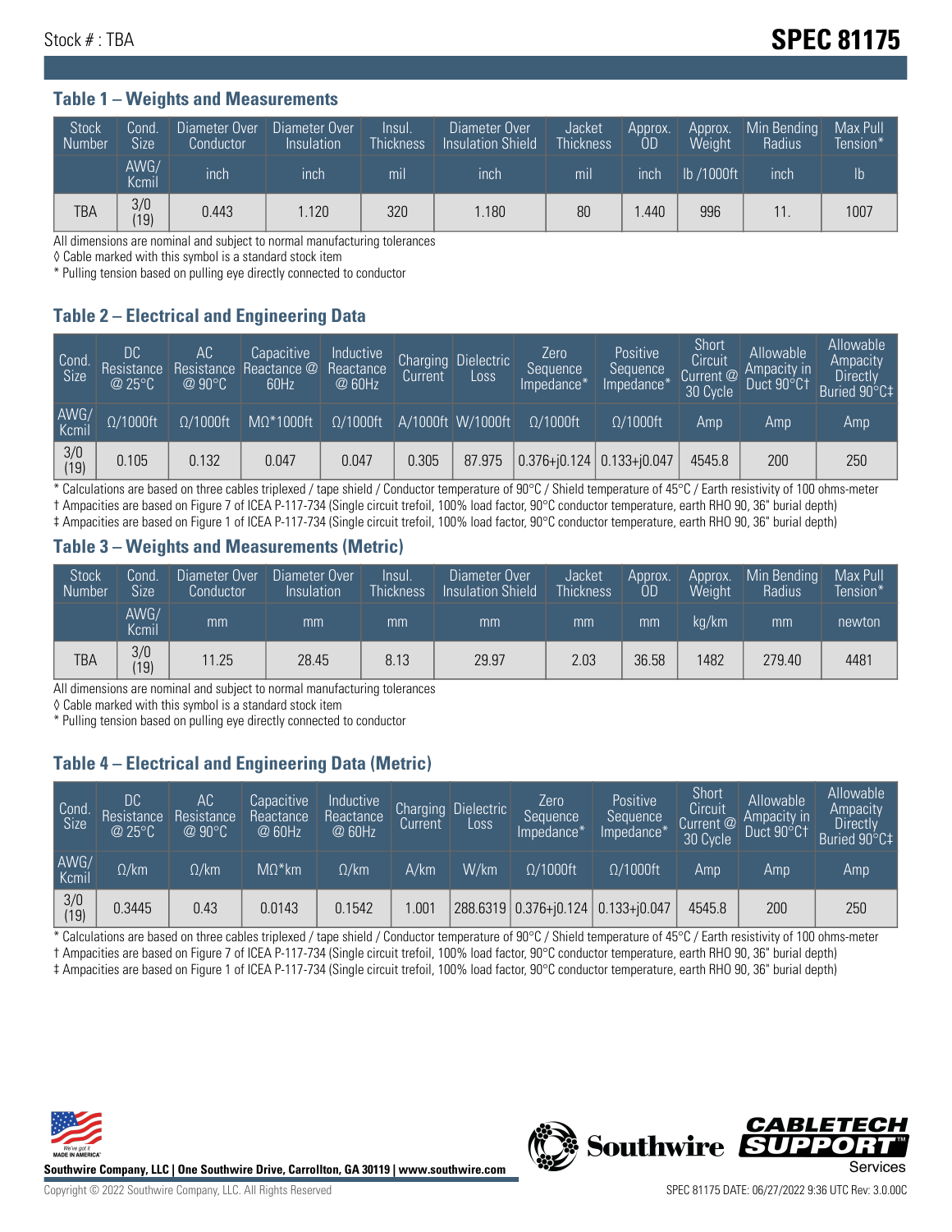Stock # : TBA

# SPEC 81175

## Table 1 – Weights and Measurements

| Stock Number | Cond. Size | Diameter Over Conductor | Diameter Over Insulation | Insul. Thickness | Diameter Over Insulation Shield | Jacket Thickness | Approx. OD | Approx. Weight | Min Bending Radius | Max Pull Tension* |
|---|---|---|---|---|---|---|---|---|---|---|
| | AWG/ Kcmil | inch | inch | mil | inch | mil | inch | lb /1000ft | inch | lb |
| TBA | 3/0 (19) | 0.443 | 1.120 | 320 | 1.180 | 80 | 1.440 | 996 | 11. | 1007 |

All dimensions are nominal and subject to normal manufacturing tolerances

◊ Cable marked with this symbol is a standard stock item

* Pulling tension based on pulling eye directly connected to conductor

## Table 2 – Electrical and Engineering Data

| Cond. Size | DC Resistance @ 25°C | AC Resistance @ 90°C | Capacitive Reactance @ 60Hz | Inductive Reactance @ 60Hz | Charging Current | Dielectric Loss | Zero Sequence Impedance* | Positive Sequence Impedance* | Short Circuit Current @ 30 Cycle | Allowable Ampacity in Duct 90°C† | Allowable Ampacity Directly Buried 90°C‡ |
|---|---|---|---|---|---|---|---|---|---|---|---|
| AWG/ Kcmil | Ω/1000ft | Ω/1000ft | MΩ*1000ft | Ω/1000ft | A/1000ft | W/1000ft | Ω/1000ft | Ω/1000ft | Amp | Amp | Amp |
| 3/0 (19) | 0.105 | 0.132 | 0.047 | 0.047 | 0.305 | 87.975 | 0.376+j0.124 | 0.133+j0.047 | 4545.8 | 200 | 250 |

* Calculations are based on three cables triplexed / tape shield / Conductor temperature of 90°C / Shield temperature of 45°C / Earth resistivity of 100 ohms-meter

† Ampacities are based on Figure 7 of ICEA P-117-734 (Single circuit trefoil, 100% load factor, 90°C conductor temperature, earth RHO 90, 36" burial depth)

‡ Ampacities are based on Figure 1 of ICEA P-117-734 (Single circuit trefoil, 100% load factor, 90°C conductor temperature, earth RHO 90, 36" burial depth)

## Table 3 – Weights and Measurements (Metric)

| Stock Number | Cond. Size | Diameter Over Conductor | Diameter Over Insulation | Insul. Thickness | Diameter Over Insulation Shield | Jacket Thickness | Approx. OD | Approx. Weight | Min Bending Radius | Max Pull Tension* |
|---|---|---|---|---|---|---|---|---|---|---|
| | AWG/ Kcmil | mm | mm | mm | mm | mm | mm | kg/km | mm | newton |
| TBA | 3/0 (19) | 11.25 | 28.45 | 8.13 | 29.97 | 2.03 | 36.58 | 1482 | 279.40 | 4481 |

All dimensions are nominal and subject to normal manufacturing tolerances

◊ Cable marked with this symbol is a standard stock item

* Pulling tension based on pulling eye directly connected to conductor

## Table 4 – Electrical and Engineering Data (Metric)

| Cond. Size | DC Resistance @ 25°C | AC Resistance @ 90°C | Capacitive Reactance @ 60Hz | Inductive Reactance @ 60Hz | Charging Current | Dielectric Loss | Zero Sequence Impedance* | Positive Sequence Impedance* | Short Circuit Current @ 30 Cycle | Allowable Ampacity in Duct 90°C† | Allowable Ampacity Directly Buried 90°C‡ |
|---|---|---|---|---|---|---|---|---|---|---|---|
| AWG/ Kcmil | Ω/km | Ω/km | MΩ*km | Ω/km | A/km | W/km | Ω/1000ft | Ω/1000ft | Amp | Amp | Amp |
| 3/0 (19) | 0.3445 | 0.43 | 0.0143 | 0.1542 | 1.001 | 288.6319 | 0.376+j0.124 | 0.133+j0.047 | 4545.8 | 200 | 250 |

* Calculations are based on three cables triplexed / tape shield / Conductor temperature of 90°C / Shield temperature of 45°C / Earth resistivity of 100 ohms-meter

† Ampacities are based on Figure 7 of ICEA P-117-734 (Single circuit trefoil, 100% load factor, 90°C conductor temperature, earth RHO 90, 36" burial depth)

‡ Ampacities are based on Figure 1 of ICEA P-117-734 (Single circuit trefoil, 100% load factor, 90°C conductor temperature, earth RHO 90, 36" burial depth)

Southwire Company, LLC | One Southwire Drive, Carrollton, GA 30119 | www.southwire.com

Copyright © 2022 Southwire Company, LLC. All Rights Reserved

SPEC 81175 DATE: 06/27/2022 9:36 UTC Rev: 3.0.00C